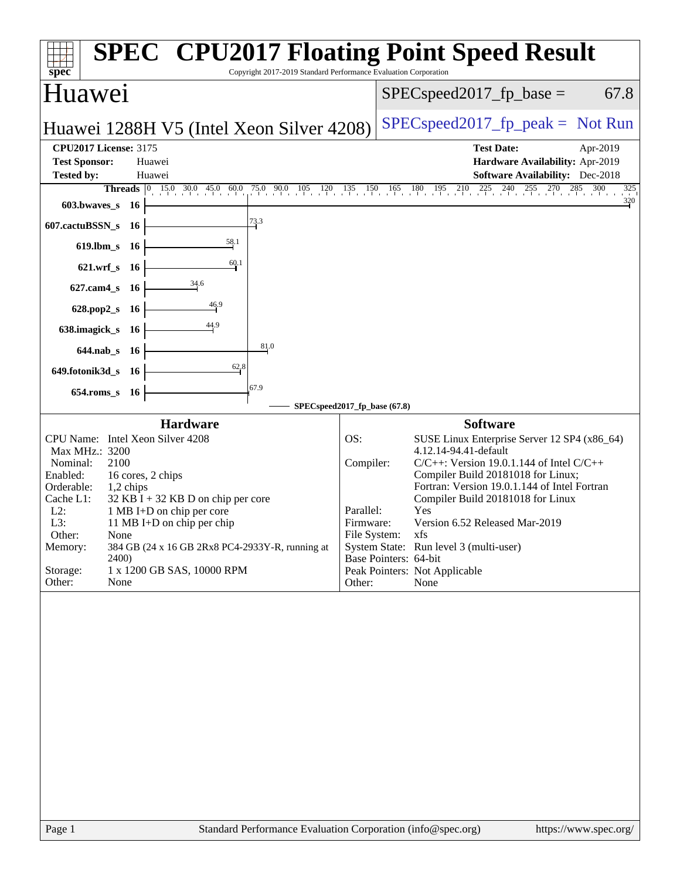# SPEC CPU2017 Floating Point Speed Result

Copyright 2017-2019 Standard Performance Evaluation Corporation

## Huawei

**Huawei 1288H V5 (Intel Xeon Silver 4208)**

SPECspeed2017_fp_base = 67.8

SPECspeed2017_fp_peak = Not Run

| | | | |
|---|---|---|---|
| **CPU2017 License:** | 3175 | **Test Date:** | Apr-2019 |
| **Test Sponsor:** | Huawei | **Hardware Availability:** | Apr-2019 |
| **Tested by:** | Huawei | **Software Availability:** | Dec-2018 |

| Benchmark | Threads | SPECspeed2017_fp_base (67.8) |
|---|---|---|
| 603.bwaves_s | 16 | 320 |
| 607.cactuBSSN_s | 16 | 73.3 |
| 619.lbm_s | 16 | 58.1 |
| 621.wrf_s | 16 | 60.1 |
| 627.cam4_s | 16 | 34.6 |
| 628.pop2_s | 16 | 46.9 |
| 638.imagick_s | 16 | 44.9 |
| 644.nab_s | 16 | 81.0 |
| 649.fotonik3d_s | 16 | 62.8 |
| 654.roms_s | 16 | 67.9 |

### Hardware

| | |
|---|---|
| CPU Name: | Intel Xeon Silver 4208 |
| Max MHz.: | 3200 |
| Nominal: | 2100 |
| Enabled: | 16 cores, 2 chips |
| Orderable: | 1,2 chips |
| Cache L1: | 32 KB I + 32 KB D on chip per core |
| L2: | 1 MB I+D on chip per core |
| L3: | 11 MB I+D on chip per chip |
| Other: | None |
| Memory: | 384 GB (24 x 16 GB 2Rx8 PC4-2933Y-R, running at 2400) |
| Storage: | 1 x 1200 GB SAS, 10000 RPM |
| Other: | None |

### Software

| | |
|---|---|
| OS: | SUSE Linux Enterprise Server 12 SP4 (x86_64) 4.12.14-94.41-default |
| Compiler: | C/C++: Version 19.0.1.144 of Intel C/C++ Compiler Build 20181018 for Linux; Fortran: Version 19.0.1.144 of Intel Fortran Compiler Build 20181018 for Linux |
| Parallel: | Yes |
| Firmware: | Version 6.52 Released Mar-2019 |
| File System: | xfs |
| System State: | Run level 3 (multi-user) |
| Base Pointers: | 64-bit |
| Peak Pointers: | Not Applicable |
| Other: | None |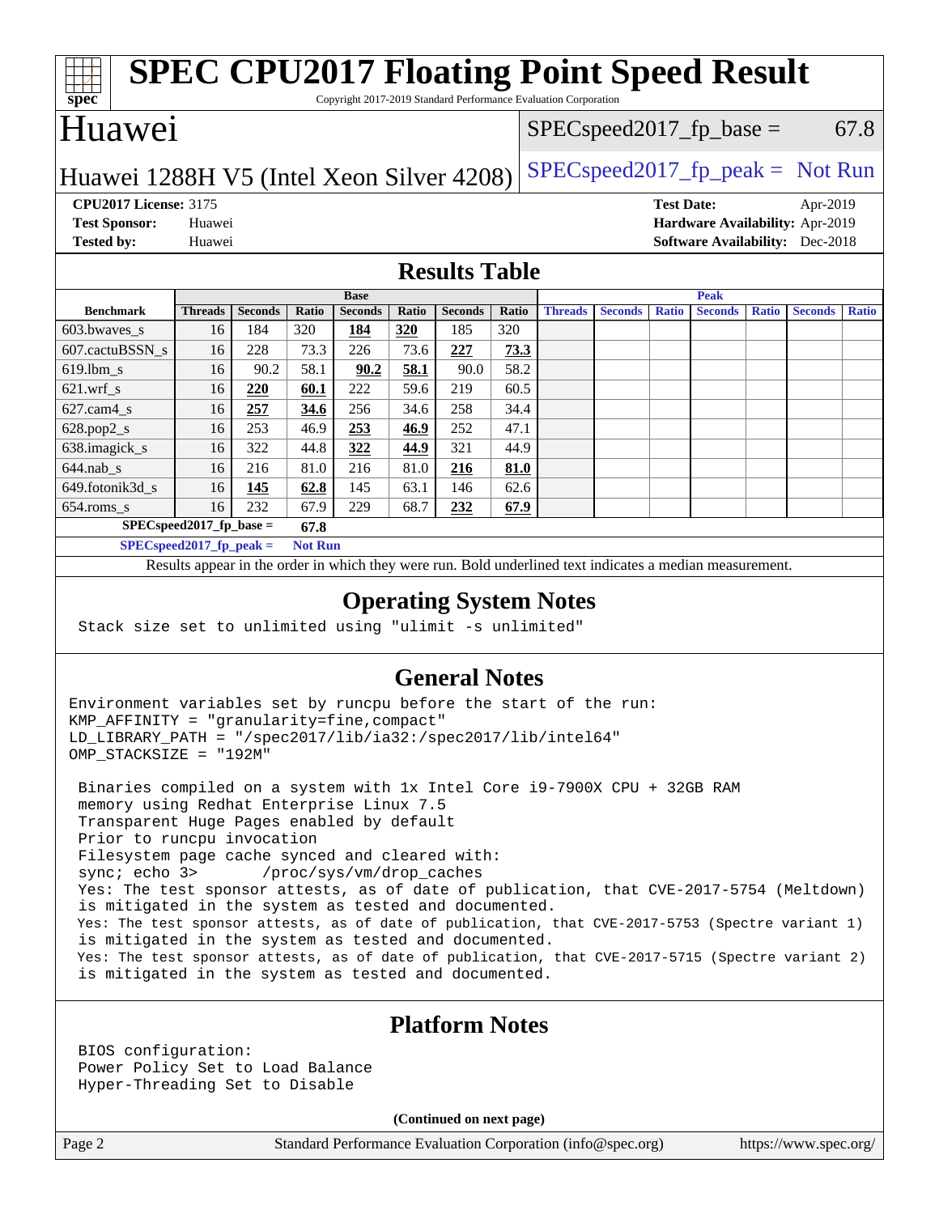# SPEC CPU2017 Floating Point Speed Result

Copyright 2017-2019 Standard Performance Evaluation Corporation

## Huawei

Huawei 1288H V5 (Intel Xeon Silver 4208)

SPECspeed2017_fp_base = 67.8

SPECspeed2017_fp_peak = Not Run

**CPU2017 License:** 3175
**Test Sponsor:** Huawei
**Tested by:** Huawei

**Test Date:** Apr-2019
**Hardware Availability:** Apr-2019
**Software Availability:** Dec-2018

## Results Table

| | Base | | | | | | | Peak | | | | | | |
|---|---|---|---|---|---|---|---|---|---|---|---|---|---|---|
| **Benchmark** | **Threads** | **Seconds** | **Ratio** | **Seconds** | **Ratio** | **Seconds** | **Ratio** | **Threads** | **Seconds** | **Ratio** | **Seconds** | **Ratio** | **Seconds** | **Ratio** |
| 603.bwaves_s | 16 | 184 | 320 | **184** | **320** | 185 | 320 | | | | | | | |
| 607.cactuBSSN_s | 16 | 228 | 73.3 | 226 | 73.6 | **227** | **73.3** | | | | | | | |
| 619.lbm_s | 16 | 90.2 | 58.1 | **90.2** | **58.1** | 90.0 | 58.2 | | | | | | | |
| 621.wrf_s | 16 | **220** | **60.1** | 222 | 59.6 | 219 | 60.5 | | | | | | | |
| 627.cam4_s | 16 | **257** | **34.6** | 256 | 34.6 | 258 | 34.4 | | | | | | | |
| 628.pop2_s | 16 | 253 | 46.9 | **253** | **46.9** | 252 | 47.1 | | | | | | | |
| 638.imagick_s | 16 | 322 | 44.8 | **322** | **44.9** | 321 | 44.9 | | | | | | | |
| 644.nab_s | 16 | 216 | 81.0 | 216 | 81.0 | **216** | **81.0** | | | | | | | |
| 649.fotonik3d_s | 16 | **145** | **62.8** | 145 | 63.1 | 146 | 62.6 | | | | | | | |
| 654.roms_s | 16 | 232 | 67.9 | 229 | 68.7 | **232** | **67.9** | | | | | | | |

**SPECspeed2017_fp_base = 67.8**

**SPECspeed2017_fp_peak = Not Run**

Results appear in the order in which they were run. Bold underlined text indicates a median measurement.

## Operating System Notes

```
Stack size set to unlimited using "ulimit -s unlimited"
```

## General Notes

```
Environment variables set by runcpu before the start of the run:
KMP_AFFINITY = "granularity=fine,compact"
LD_LIBRARY_PATH = "/spec2017/lib/ia32:/spec2017/lib/intel64"
OMP_STACKSIZE = "192M"

 Binaries compiled on a system with 1x Intel Core i9-7900X CPU + 32GB RAM
 memory using Redhat Enterprise Linux 7.5
 Transparent Huge Pages enabled by default
 Prior to runcpu invocation
 Filesystem page cache synced and cleared with:
 sync; echo 3>       /proc/sys/vm/drop_caches
 Yes: The test sponsor attests, as of date of publication, that CVE-2017-5754 (Meltdown)
 is mitigated in the system as tested and documented.
 Yes: The test sponsor attests, as of date of publication, that CVE-2017-5753 (Spectre variant 1)
 is mitigated in the system as tested and documented.
 Yes: The test sponsor attests, as of date of publication, that CVE-2017-5715 (Spectre variant 2)
 is mitigated in the system as tested and documented.
```

## Platform Notes

```
BIOS configuration:
Power Policy Set to Load Balance
Hyper-Threading Set to Disable
```

**(Continued on next page)**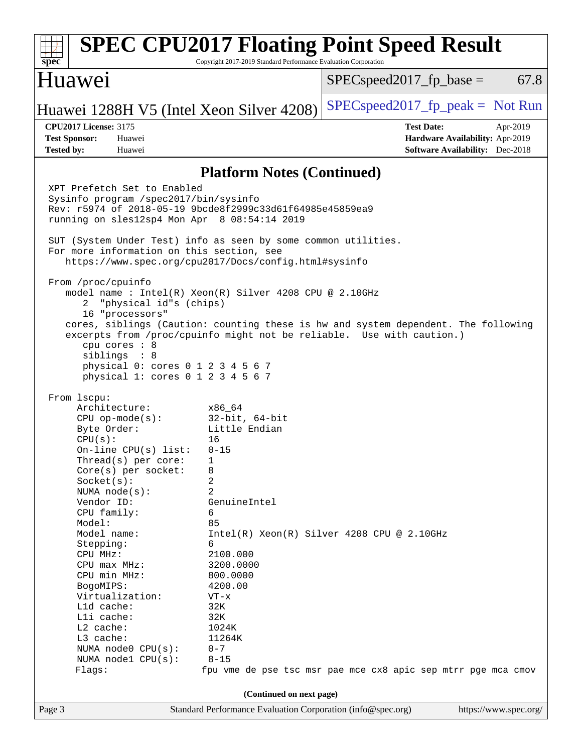## Platform Notes (Continued)

```
XPT Prefetch Set to Enabled
Sysinfo program /spec2017/bin/sysinfo
Rev: r5974 of 2018-05-19 9bcde8f2999c33d61f64985e45859ea9
running on sles12sp4 Mon Apr  8 08:54:14 2019

SUT (System Under Test) info as seen by some common utilities.
For more information on this section, see
   https://www.spec.org/cpu2017/Docs/config.html#sysinfo

From /proc/cpuinfo
   model name : Intel(R) Xeon(R) Silver 4208 CPU @ 2.10GHz
      2  "physical id"s (chips)
      16 "processors"
   cores, siblings (Caution: counting these is hw and system dependent. The following
   excerpts from /proc/cpuinfo might not be reliable.  Use with caution.)
      cpu cores : 8
      siblings  : 8
      physical 0: cores 0 1 2 3 4 5 6 7
      physical 1: cores 0 1 2 3 4 5 6 7

From lscpu:
     Architecture:          x86_64
     CPU op-mode(s):        32-bit, 64-bit
     Byte Order:            Little Endian
     CPU(s):                16
     On-line CPU(s) list:   0-15
     Thread(s) per core:    1
     Core(s) per socket:    8
     Socket(s):             2
     NUMA node(s):          2
     Vendor ID:             GenuineIntel
     CPU family:            6
     Model:                 85
     Model name:            Intel(R) Xeon(R) Silver 4208 CPU @ 2.10GHz
     Stepping:              6
     CPU MHz:               2100.000
     CPU max MHz:           3200.0000
     CPU min MHz:           800.0000
     BogoMIPS:              4200.00
     Virtualization:        VT-x
     L1d cache:             32K
     L1i cache:             32K
     L2 cache:              1024K
     L3 cache:              11264K
     NUMA node0 CPU(s):     0-7
     NUMA node1 CPU(s):     8-15
     Flags:                fpu vme de pse tsc msr pae mce cx8 apic sep mtrr pge mca cmov
```

(Continued on next page)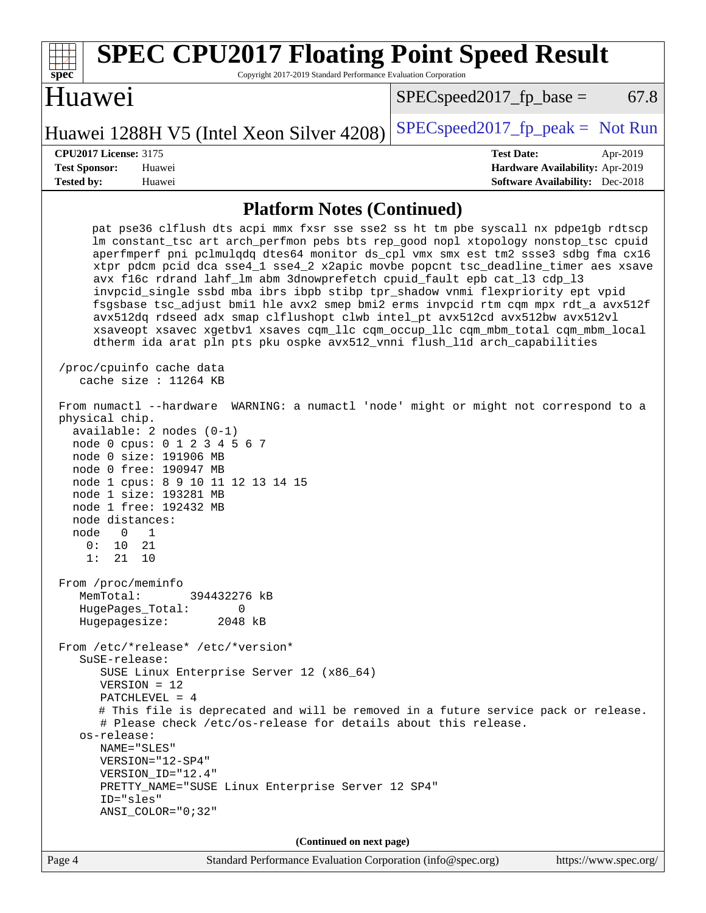## Platform Notes (Continued)

```
     pat pse36 clflush dts acpi mmx fxsr sse sse2 ss ht tm pbe syscall nx pdpe1gb rdtscp
     lm constant_tsc art arch_perfmon pebs bts rep_good nopl xtopology nonstop_tsc cpuid
     aperfmperf pni pclmulqdq dtes64 monitor ds_cpl vmx smx est tm2 ssse3 sdbg fma cx16
     xtpr pdcm pcid dca sse4_1 sse4_2 x2apic movbe popcnt tsc_deadline_timer aes xsave
     avx f16c rdrand lahf_lm abm 3dnowprefetch cpuid_fault epb cat_l3 cdp_l3
     invpcid_single ssbd mba ibrs ibpb stibp tpr_shadow vnmi flexpriority ept vpid
     fsgsbase tsc_adjust bmi1 hle avx2 smep bmi2 erms invpcid rtm cqm mpx rdt_a avx512f
     avx512dq rdseed adx smap clflushopt clwb intel_pt avx512cd avx512bw avx512vl
     xsaveopt xsavec xgetbv1 xsaves cqm_llc cqm_occup_llc cqm_mbm_total cqm_mbm_local
     dtherm ida arat pln pts pku ospke avx512_vnni flush_l1d arch_capabilities

 /proc/cpuinfo cache data
    cache size : 11264 KB

 From numactl --hardware  WARNING: a numactl 'node' might or might not correspond to a
 physical chip.
   available: 2 nodes (0-1)
   node 0 cpus: 0 1 2 3 4 5 6 7
   node 0 size: 191906 MB
   node 0 free: 190947 MB
   node 1 cpus: 8 9 10 11 12 13 14 15
   node 1 size: 193281 MB
   node 1 free: 192432 MB
   node distances:
   node   0   1
     0:  10  21
     1:  21  10

 From /proc/meminfo
    MemTotal:       394432276 kB
    HugePages_Total:       0
    Hugepagesize:       2048 kB

 From /etc/*release* /etc/*version*
    SuSE-release:
       SUSE Linux Enterprise Server 12 (x86_64)
       VERSION = 12
       PATCHLEVEL = 4
       # This file is deprecated and will be removed in a future service pack or release.
       # Please check /etc/os-release for details about this release.
    os-release:
       NAME="SLES"
       VERSION="12-SP4"
       VERSION_ID="12.4"
       PRETTY_NAME="SUSE Linux Enterprise Server 12 SP4"
       ID="sles"
       ANSI_COLOR="0;32"
```

(Continued on next page)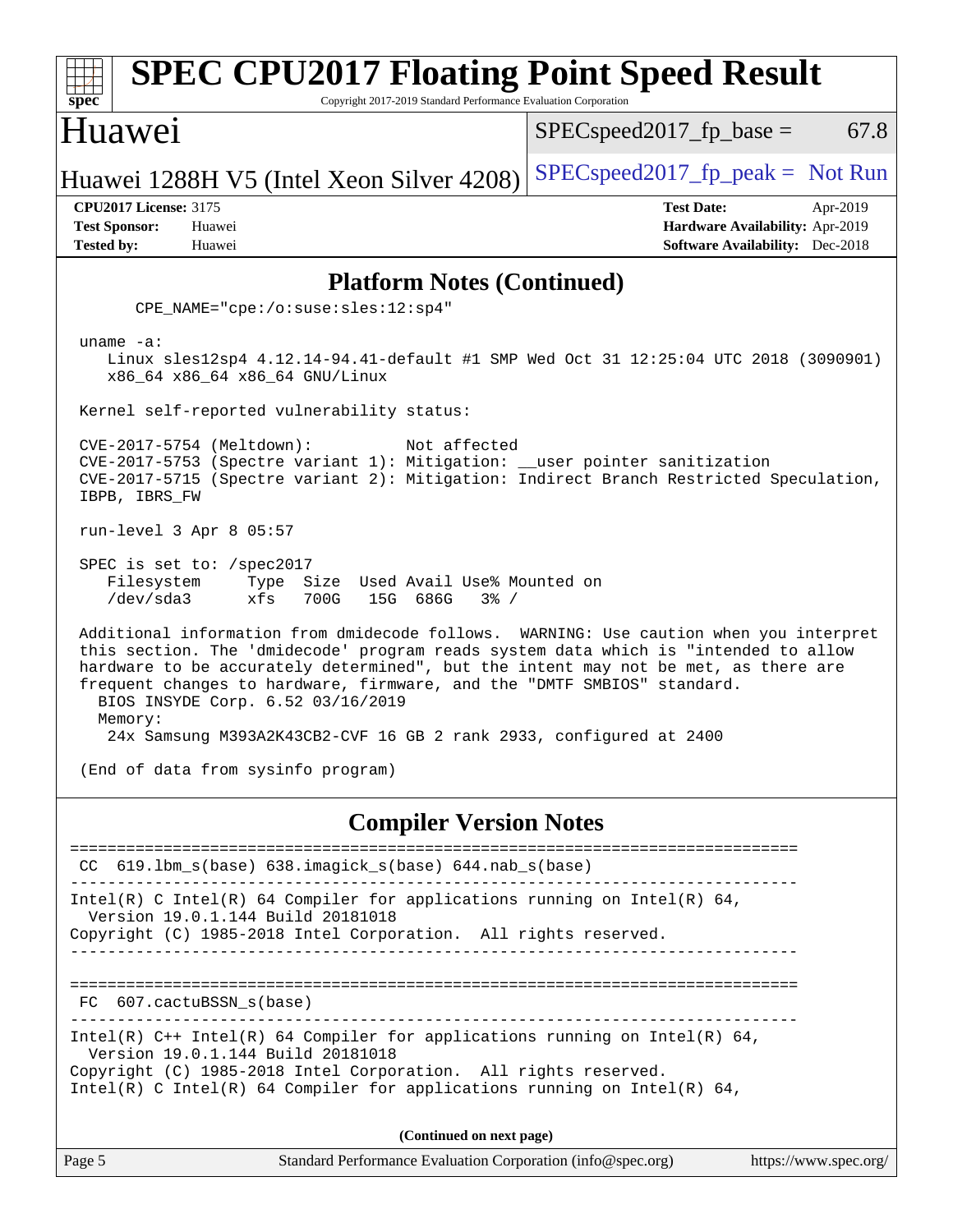## Platform Notes (Continued)

```
    CPE_NAME="cpe:/o:suse:sles:12:sp4"

uname -a:
   Linux sles12sp4 4.12.14-94.41-default #1 SMP Wed Oct 31 12:25:04 UTC 2018 (3090901)
   x86_64 x86_64 x86_64 GNU/Linux

Kernel self-reported vulnerability status:

CVE-2017-5754 (Meltdown):          Not affected
CVE-2017-5753 (Spectre variant 1): Mitigation: __user pointer sanitization
CVE-2017-5715 (Spectre variant 2): Mitigation: Indirect Branch Restricted Speculation,
IBPB, IBRS_FW

run-level 3 Apr 8 05:57

SPEC is set to: /spec2017
   Filesystem     Type  Size  Used Avail Use% Mounted on
   /dev/sda3      xfs   700G   15G  686G   3% /

Additional information from dmidecode follows.  WARNING: Use caution when you interpret
this section. The 'dmidecode' program reads system data which is "intended to allow
hardware to be accurately determined", but the intent may not be met, as there are
frequent changes to hardware, firmware, and the "DMTF SMBIOS" standard.
  BIOS INSYDE Corp. 6.52 03/16/2019
  Memory:
   24x Samsung M393A2K43CB2-CVF 16 GB 2 rank 2933, configured at 2400

(End of data from sysinfo program)
```

## Compiler Version Notes

```
==============================================================================
 CC  619.lbm_s(base) 638.imagick_s(base) 644.nab_s(base)
------------------------------------------------------------------------------
Intel(R) C Intel(R) 64 Compiler for applications running on Intel(R) 64,
  Version 19.0.1.144 Build 20181018
Copyright (C) 1985-2018 Intel Corporation.  All rights reserved.
------------------------------------------------------------------------------

==============================================================================
 FC  607.cactuBSSN_s(base)
------------------------------------------------------------------------------
Intel(R) C++ Intel(R) 64 Compiler for applications running on Intel(R) 64,
  Version 19.0.1.144 Build 20181018
Copyright (C) 1985-2018 Intel Corporation.  All rights reserved.
Intel(R) C Intel(R) 64 Compiler for applications running on Intel(R) 64,
```

(Continued on next page)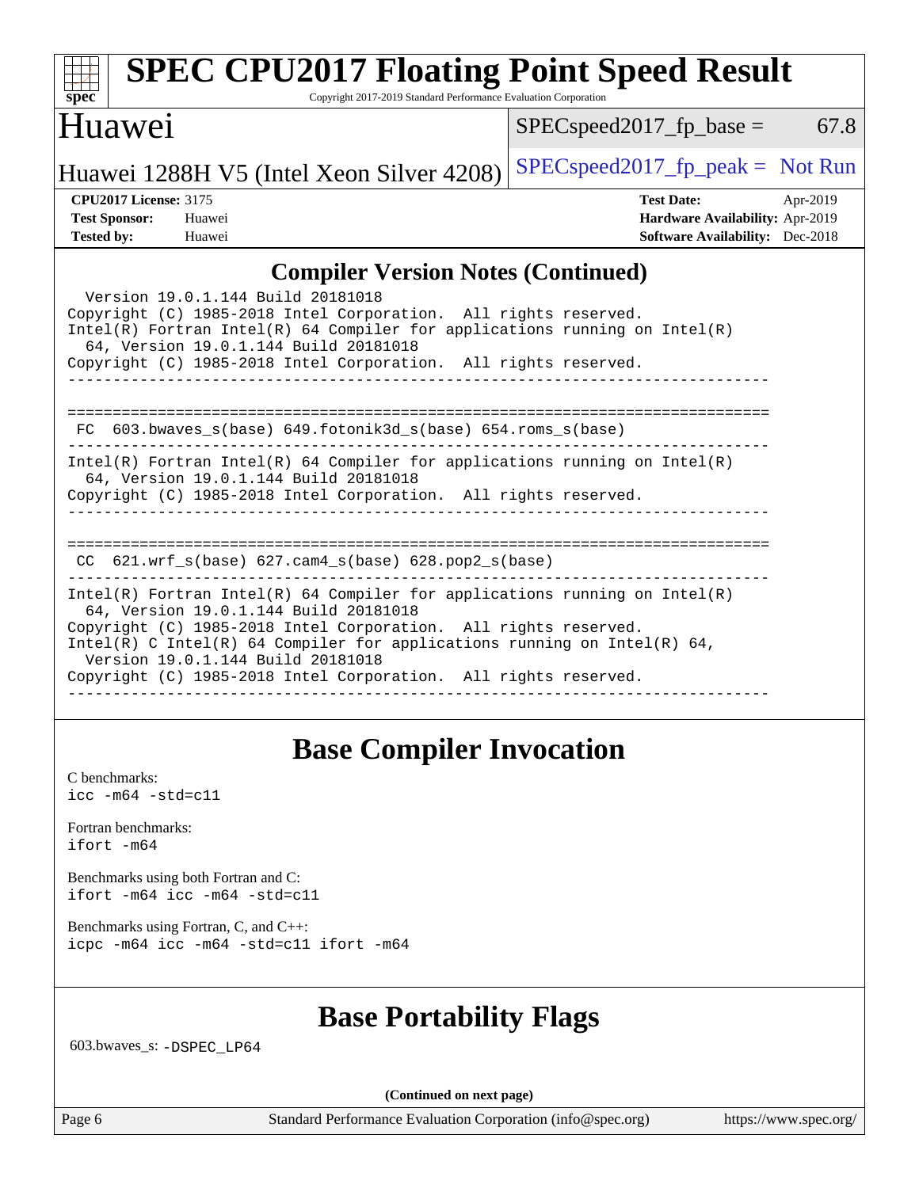## Compiler Version Notes (Continued)

```
  Version 19.0.1.144 Build 20181018
Copyright (C) 1985-2018 Intel Corporation.  All rights reserved.
Intel(R) Fortran Intel(R) 64 Compiler for applications running on Intel(R)
  64, Version 19.0.1.144 Build 20181018
Copyright (C) 1985-2018 Intel Corporation.  All rights reserved.
------------------------------------------------------------------------------

==============================================================================
 FC  603.bwaves_s(base) 649.fotonik3d_s(base) 654.roms_s(base)
------------------------------------------------------------------------------
Intel(R) Fortran Intel(R) 64 Compiler for applications running on Intel(R)
  64, Version 19.0.1.144 Build 20181018
Copyright (C) 1985-2018 Intel Corporation.  All rights reserved.
------------------------------------------------------------------------------

==============================================================================
 CC  621.wrf_s(base) 627.cam4_s(base) 628.pop2_s(base)
------------------------------------------------------------------------------
Intel(R) Fortran Intel(R) 64 Compiler for applications running on Intel(R)
  64, Version 19.0.1.144 Build 20181018
Copyright (C) 1985-2018 Intel Corporation.  All rights reserved.
Intel(R) C Intel(R) 64 Compiler for applications running on Intel(R) 64,
  Version 19.0.1.144 Build 20181018
Copyright (C) 1985-2018 Intel Corporation.  All rights reserved.
------------------------------------------------------------------------------
```

## Base Compiler Invocation

C benchmarks:
`icc -m64 -std=c11`

Fortran benchmarks:
`ifort -m64`

Benchmarks using both Fortran and C:
`ifort -m64 icc -m64 -std=c11`

Benchmarks using Fortran, C, and C++:
`icpc -m64 icc -m64 -std=c11 ifort -m64`

## Base Portability Flags

603.bwaves_s: `-DSPEC_LP64`

**(Continued on next page)**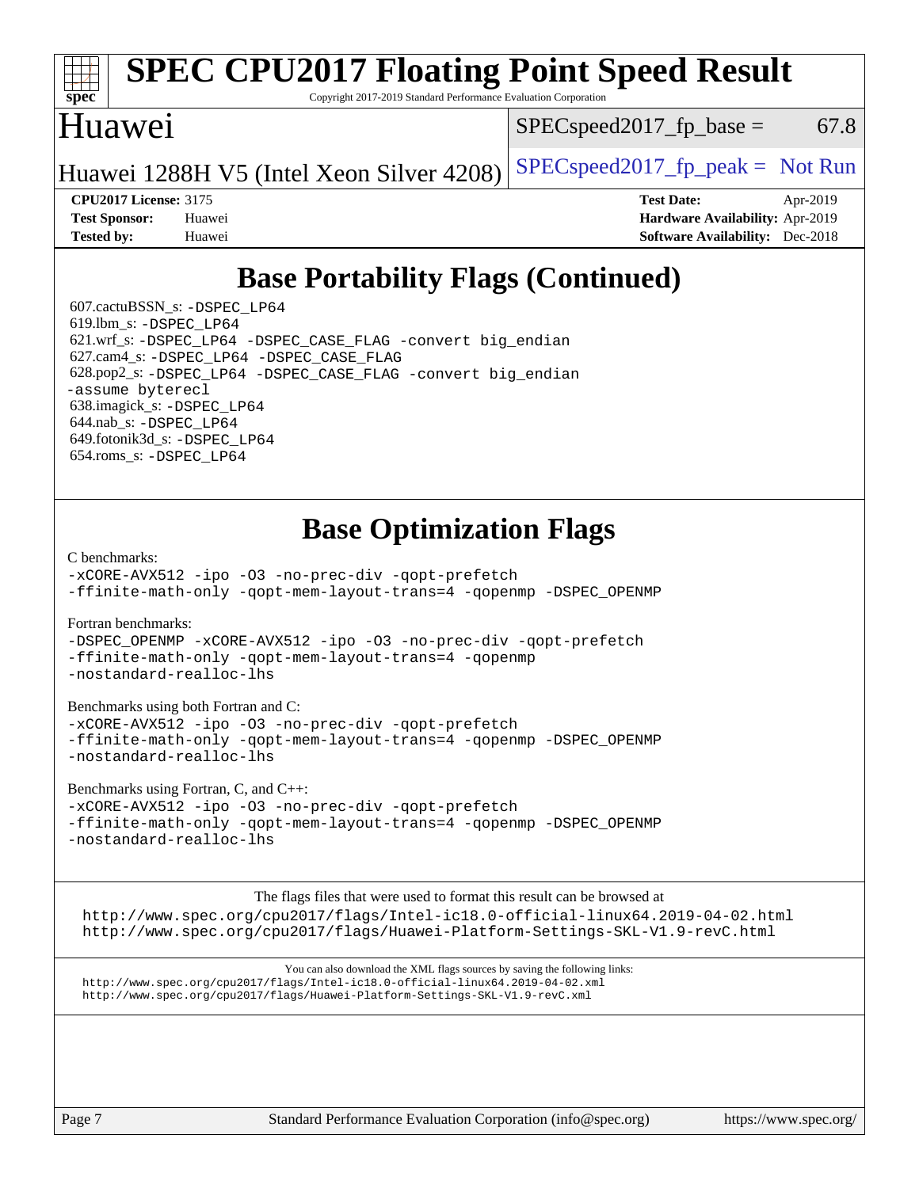# SPEC CPU2017 Floating Point Speed Result

Copyright 2017-2019 Standard Performance Evaluation Corporation

## Huawei

Huawei 1288H V5 (Intel Xeon Silver 4208)

SPECspeed2017_fp_base = 67.8

SPECspeed2017_fp_peak = Not Run

| | | | |
|---|---|---|---|
| **CPU2017 License:** | 3175 | **Test Date:** | Apr-2019 |
| **Test Sponsor:** | Huawei | **Hardware Availability:** | Apr-2019 |
| **Tested by:** | Huawei | **Software Availability:** | Dec-2018 |

## Base Portability Flags (Continued)

607.cactuBSSN_s: -DSPEC_LP64
619.lbm_s: -DSPEC_LP64
621.wrf_s: -DSPEC_LP64 -DSPEC_CASE_FLAG -convert big_endian
627.cam4_s: -DSPEC_LP64 -DSPEC_CASE_FLAG
628.pop2_s: -DSPEC_LP64 -DSPEC_CASE_FLAG -convert big_endian -assume byterecl
638.imagick_s: -DSPEC_LP64
644.nab_s: -DSPEC_LP64
649.fotonik3d_s: -DSPEC_LP64
654.roms_s: -DSPEC_LP64

## Base Optimization Flags

C benchmarks:
-xCORE-AVX512 -ipo -O3 -no-prec-div -qopt-prefetch -ffinite-math-only -qopt-mem-layout-trans=4 -qopenmp -DSPEC_OPENMP

Fortran benchmarks:
-DSPEC_OPENMP -xCORE-AVX512 -ipo -O3 -no-prec-div -qopt-prefetch -ffinite-math-only -qopt-mem-layout-trans=4 -qopenmp -nostandard-realloc-lhs

Benchmarks using both Fortran and C:
-xCORE-AVX512 -ipo -O3 -no-prec-div -qopt-prefetch -ffinite-math-only -qopt-mem-layout-trans=4 -qopenmp -DSPEC_OPENMP -nostandard-realloc-lhs

Benchmarks using Fortran, C, and C++:
-xCORE-AVX512 -ipo -O3 -no-prec-div -qopt-prefetch -ffinite-math-only -qopt-mem-layout-trans=4 -qopenmp -DSPEC_OPENMP -nostandard-realloc-lhs

The flags files that were used to format this result can be browsed at
http://www.spec.org/cpu2017/flags/Intel-ic18.0-official-linux64.2019-04-02.html
http://www.spec.org/cpu2017/flags/Huawei-Platform-Settings-SKL-V1.9-revC.html

You can also download the XML flags sources by saving the following links:
http://www.spec.org/cpu2017/flags/Intel-ic18.0-official-linux64.2019-04-02.xml
http://www.spec.org/cpu2017/flags/Huawei-Platform-Settings-SKL-V1.9-revC.xml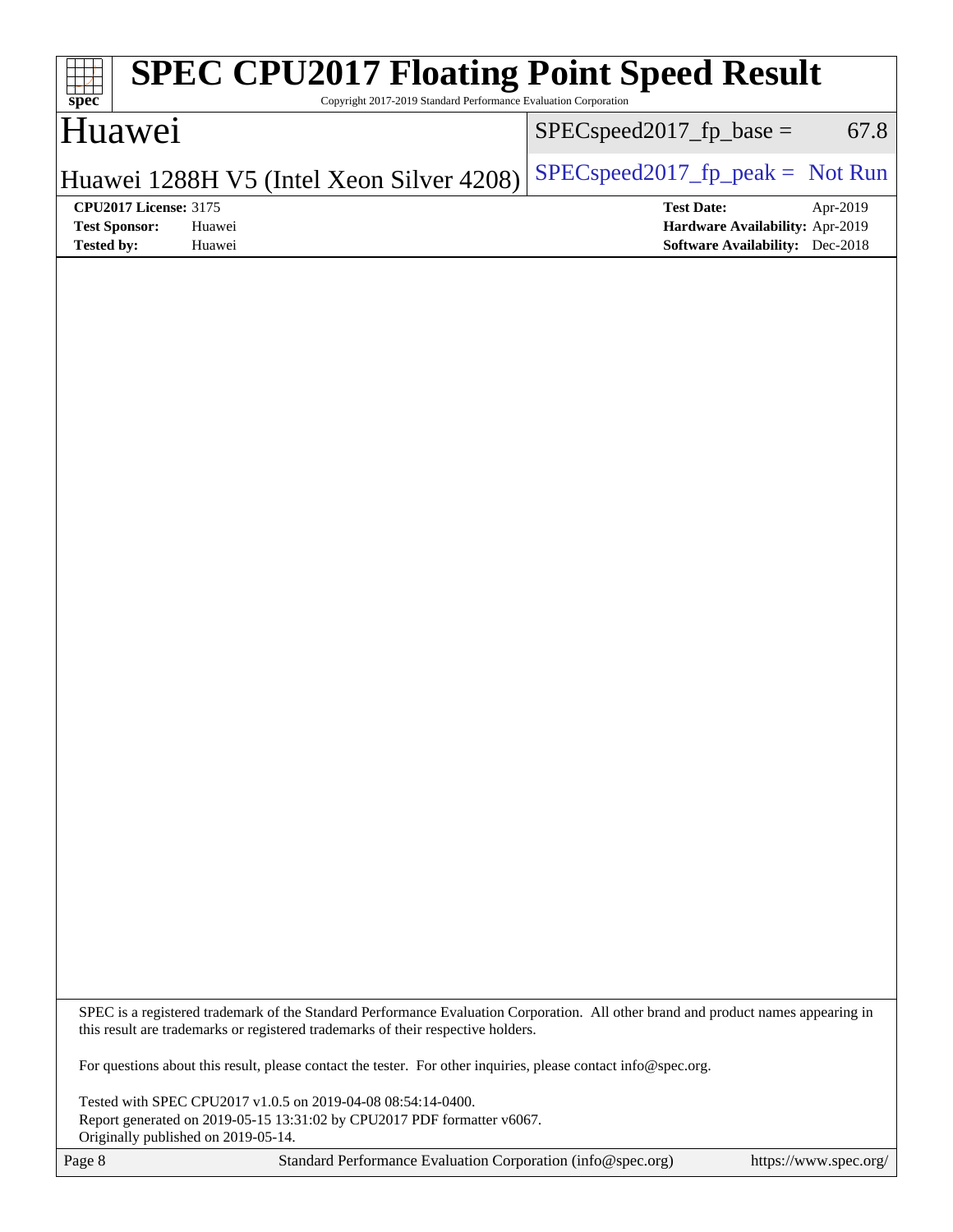# SPEC CPU2017 Floating Point Speed Result

Copyright 2017-2019 Standard Performance Evaluation Corporation

## Huawei

Huawei 1288H V5 (Intel Xeon Silver 4208)

SPECspeed2017_fp_base = 67.8

SPECspeed2017_fp_peak = Not Run

**CPU2017 License:** 3175
**Test Sponsor:** Huawei
**Tested by:** Huawei

**Test Date:** Apr-2019
**Hardware Availability:** Apr-2019
**Software Availability:** Dec-2018

SPEC is a registered trademark of the Standard Performance Evaluation Corporation. All other brand and product names appearing in this result are trademarks or registered trademarks of their respective holders.

For questions about this result, please contact the tester. For other inquiries, please contact info@spec.org.

Tested with SPEC CPU2017 v1.0.5 on 2019-04-08 08:54:14-0400.
Report generated on 2019-05-15 13:31:02 by CPU2017 PDF formatter v6067.
Originally published on 2019-05-14.